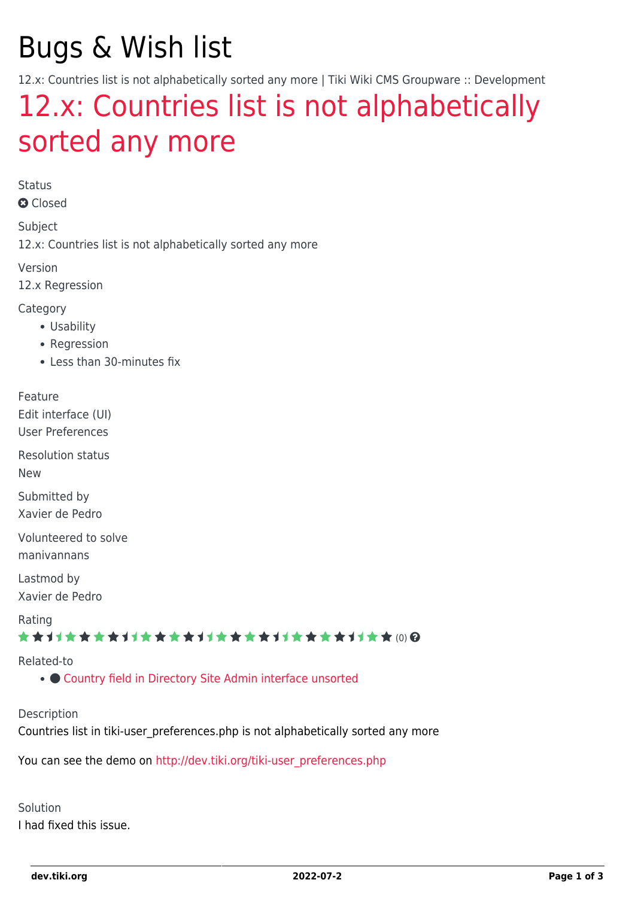# Bugs & Wish list

12.x: Countries list is not alphabetically sorted any more | Tiki Wiki CMS Groupware :: Development

## 12.x: Countries list is not alphabetically sorted any more

Status

Closed

Subject

12.x: Countries list is not alphabetically sorted any more

Version

12.x Regression

Category

- Usability
- Regression
- Less than 30-minutes fix

Feature

Edit interface (UI)

User Preferences

Resolution status

New

Submitted by

Xavier de Pedro

Volunteered to solve

manivannans

Lastmod by

Xavier de Pedro

Rating

(0)

Related-to

- Country field in Directory Site Admin interface unsorted

Description

Countries list in tiki-user_preferences.php is not alphabetically sorted any more

You can see the demo on http://dev.tiki.org/tiki-user_preferences.php

Solution

I had fixed this issue.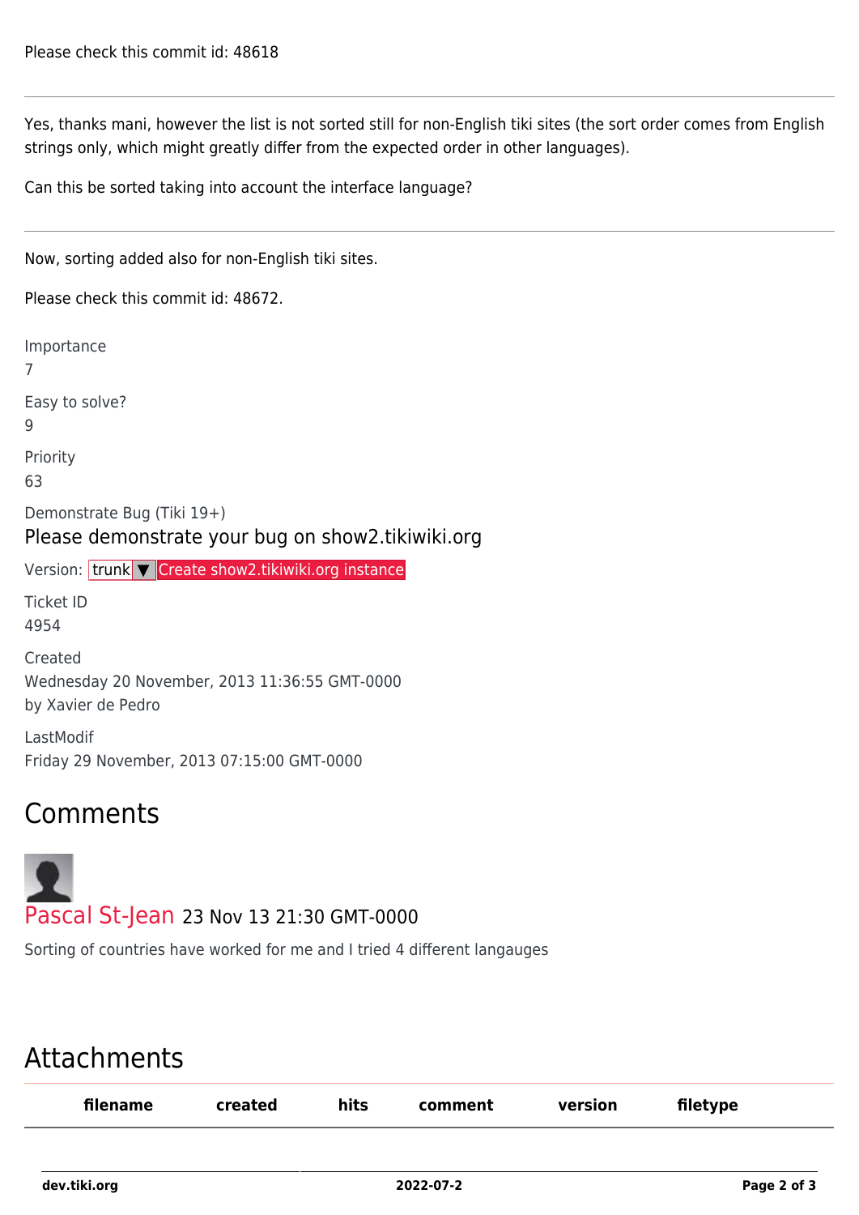Please check this commit id: 48618

---

Yes, thanks mani, however the list is not sorted still for non-English tiki sites (the sort order comes from English strings only, which might greatly differ from the expected order in other languages).

Can this be sorted taking into account the interface language?

---

Now, sorting added also for non-English tiki sites.

Please check this commit id: 48672.

Importance
7

Easy to solve?
9

Priority
63

Demonstrate Bug (Tiki 19+)

Please demonstrate your bug on show2.tikiwiki.org

Version: trunk ▼ Create show2.tikiwiki.org instance

Ticket ID
4954

Created
Wednesday 20 November, 2013 11:36:55 GMT-0000
by Xavier de Pedro

LastModif
Friday 29 November, 2013 07:15:00 GMT-0000

## Comments

**Pascal St-Jean** 23 Nov 13 21:30 GMT-0000

Sorting of countries have worked for me and I tried 4 different langauges

## Attachments

| filename | created | hits | comment | version | filetype |
|---|---|---|---|---|---|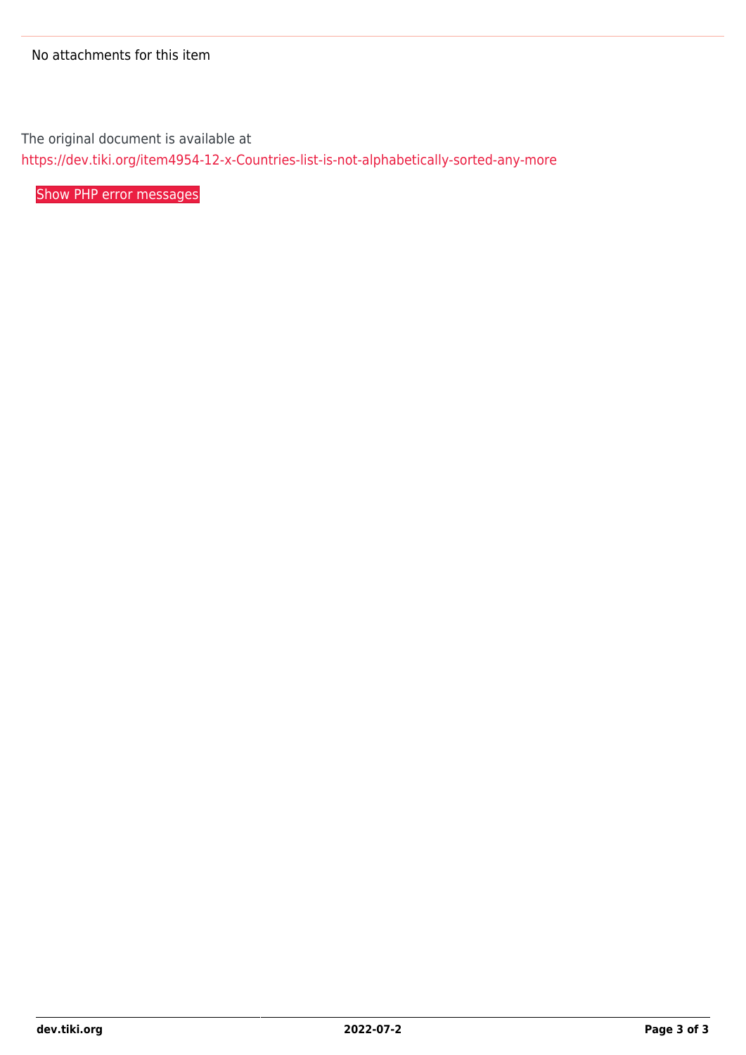No attachments for this item

The original document is available at
https://dev.tiki.org/item4954-12-x-Countries-list-is-not-alphabetically-sorted-any-more

Show PHP error messages